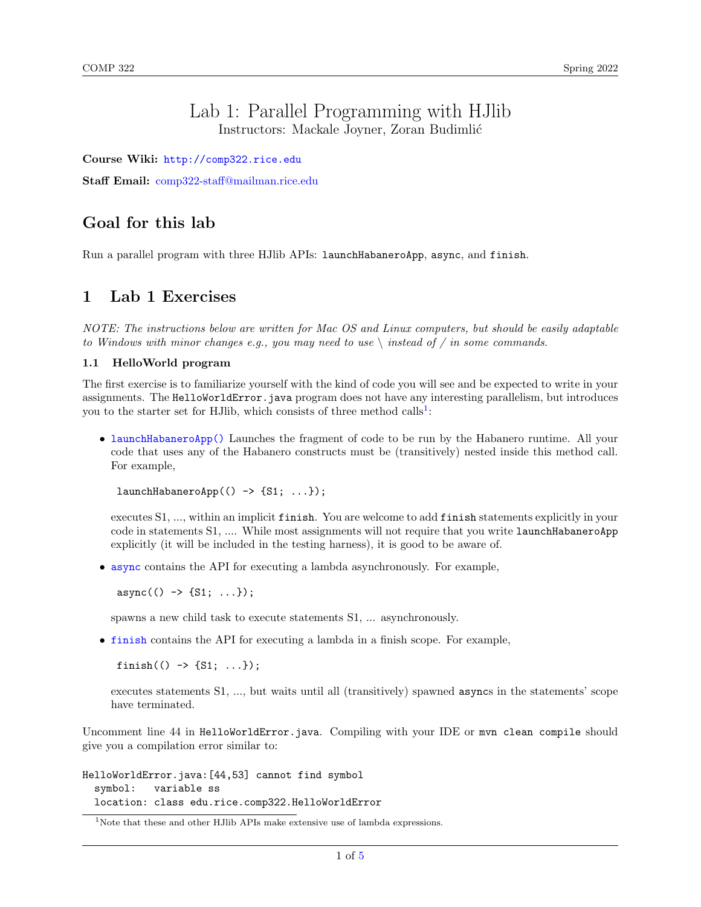# Lab 1: Parallel Programming with HJlib

Instructors: Mackale Joyner, Zoran Budimlić

**Course Wiki:** http://comp322.rice.edu

**Staff Email:** comp322-staff@mailman.rice.edu

## Goal for this lab

Run a parallel program with three HJlib APIs: `launchHabaneroApp`, `async`, and `finish`.

## 1 Lab 1 Exercises

*NOTE: The instructions below are written for Mac OS and Linux computers, but should be easily adaptable to Windows with minor changes e.g., you may need to use \ instead of / in some commands.*

### 1.1 HelloWorld program

The first exercise is to familiarize yourself with the kind of code you will see and be expected to write in your assignments. The `HelloWorldError.java` program does not have any interesting parallelism, but introduces you to the starter set for HJlib, which consists of three method calls[1]:

- `launchHabaneroApp()` Launches the fragment of code to be run by the Habanero runtime. All your code that uses any of the Habanero constructs must be (transitively) nested inside this method call. For example,

  ```
  launchHabaneroApp(() -> {S1; ...});
  ```

  executes S1, ..., within an implicit `finish`. You are welcome to add `finish` statements explicitly in your code in statements S1, .... While most assignments will not require that you write `launchHabaneroApp` explicitly (it will be included in the testing harness), it is good to be aware of.

- `async` contains the API for executing a lambda asynchronously. For example,

  ```
  async(() -> {S1; ...});
  ```

  spawns a new child task to execute statements S1, ... asynchronously.

- `finish` contains the API for executing a lambda in a finish scope. For example,

  ```
  finish(() -> {S1; ...});
  ```

  executes statements S1, ..., but waits until all (transitively) spawned `async`s in the statements' scope have terminated.

Uncomment line 44 in `HelloWorldError.java`. Compiling with your IDE or `mvn clean compile` should give you a compilation error similar to:

```
HelloWorldError.java:[44,53] cannot find symbol
  symbol:   variable ss
  location: class edu.rice.comp322.HelloWorldError
```

[1] Note that these and other HJlib APIs make extensive use of lambda expressions.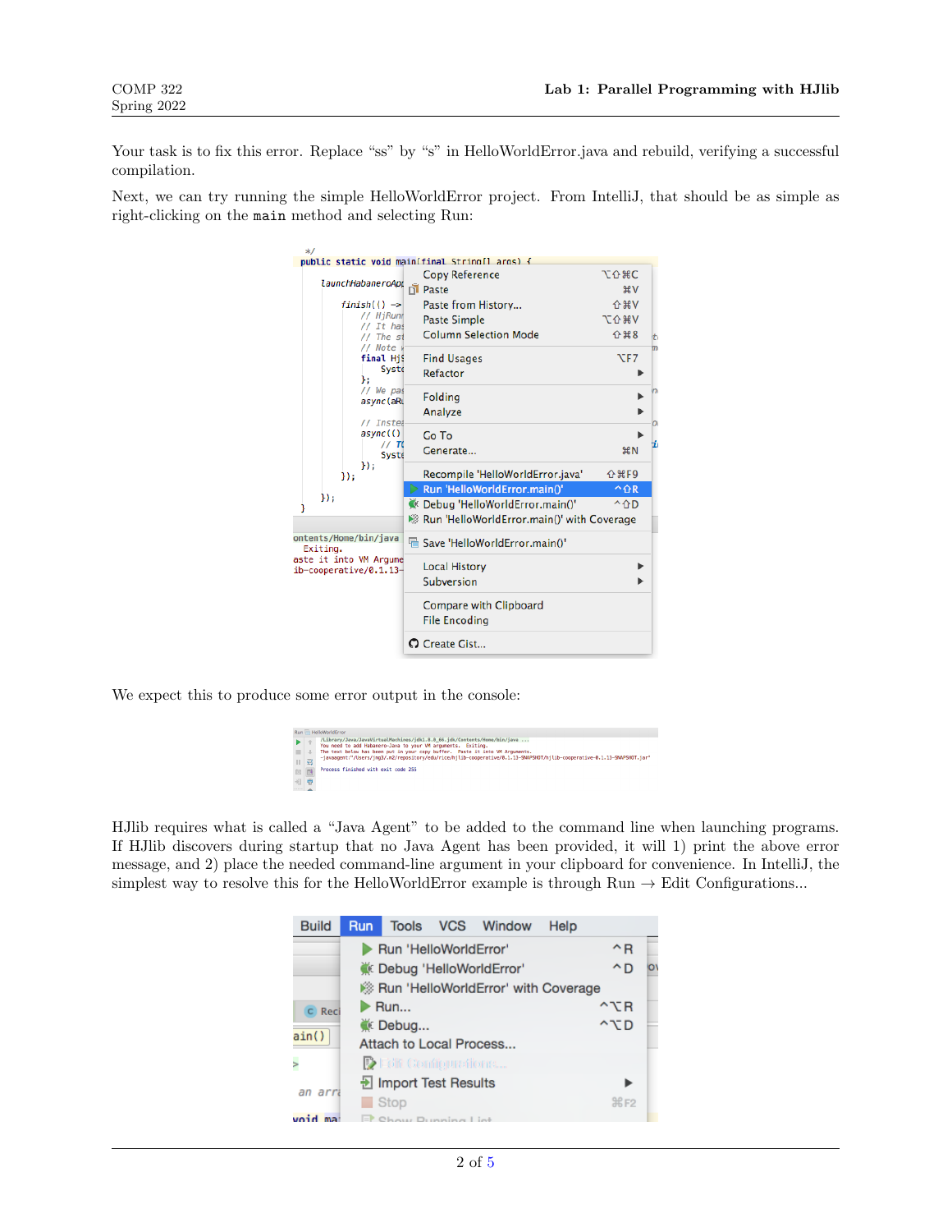Your task is to fix this error. Replace "ss" by "s" in HelloWorldError.java and rebuild, verifying a successful compilation.

Next, we can try running the simple HelloWorldError project. From IntelliJ, that should be as simple as right-clicking on the `main` method and selecting Run:

We expect this to produce some error output in the console:

HJlib requires what is called a "Java Agent" to be added to the command line when launching programs. If HJlib discovers during startup that no Java Agent has been provided, it will 1) print the above error message, and 2) place the needed command-line argument in your clipboard for convenience. In IntelliJ, the simplest way to resolve this for the HelloWorldError example is through Run → Edit Configurations...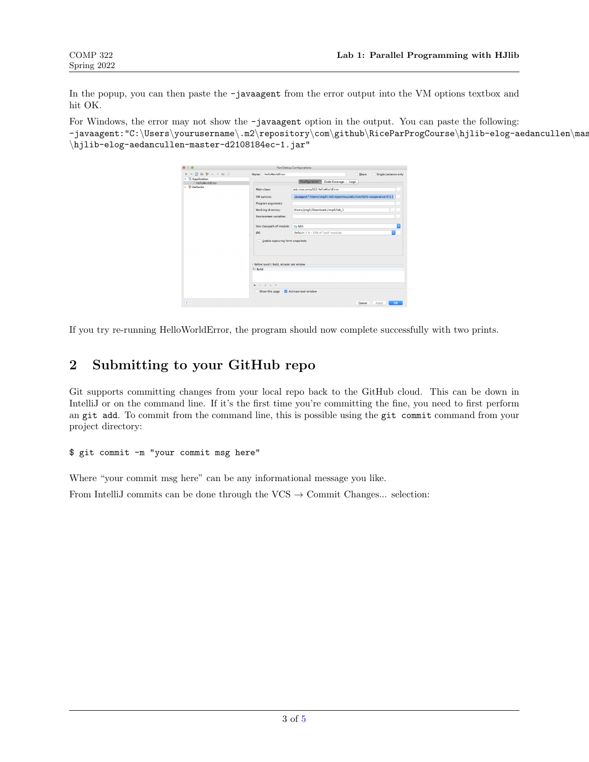In the popup, you can then paste the `-javaagent` from the error output into the VM options textbox and hit OK.

For Windows, the error may not show the `-javaagent` option in the output. You can paste the following: `-javaagent:"C:\Users\yourusername\.m2\repository\com\github\RiceParProgCourse\hjlib-elog-aedancullen\mas` `\hjlib-elog-aedancullen-master-d2108184ec-1.jar"`

If you try re-running HelloWorldError, the program should now complete successfully with two prints.

## 2 Submitting to your GitHub repo

Git supports committing changes from your local repo back to the GitHub cloud. This can be down in IntelliJ or on the command line. If it's the first time you're committing the fine, you need to first perform an `git add`. To commit from the command line, this is possible using the `git commit` command from your project directory:

```
$ git commit -m "your commit msg here"
```

Where "your commit msg here" can be any informational message you like.

From IntelliJ commits can be done through the VCS → Commit Changes... selection: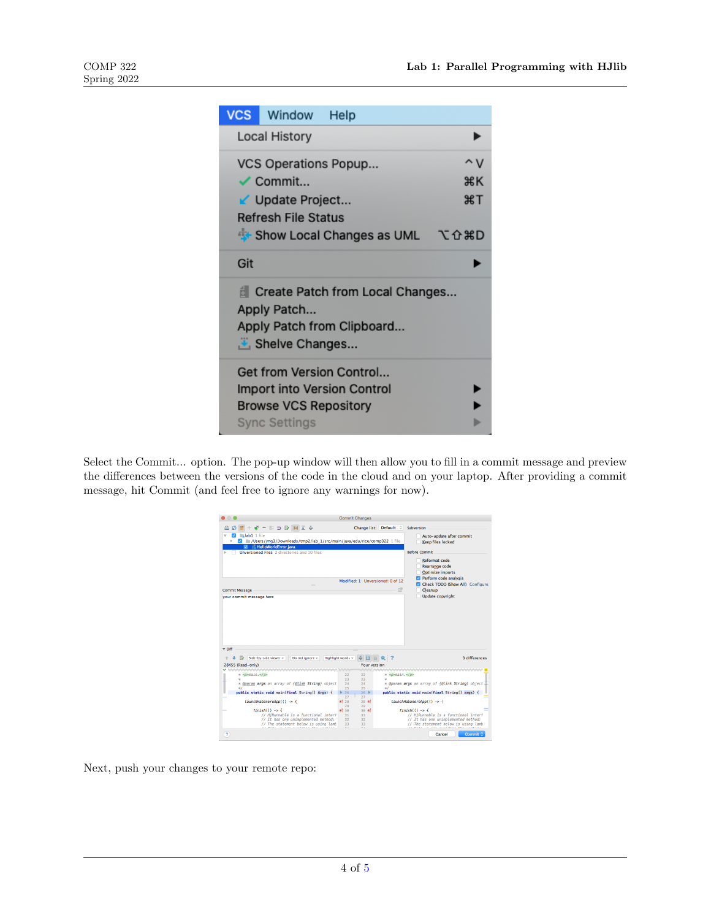Select the Commit... option. The pop-up window will then allow you to fill in a commit message and preview the differences between the versions of the code in the cloud and on your laptop. After providing a commit message, hit Commit (and feel free to ignore any warnings for now).

Next, push your changes to your remote repo: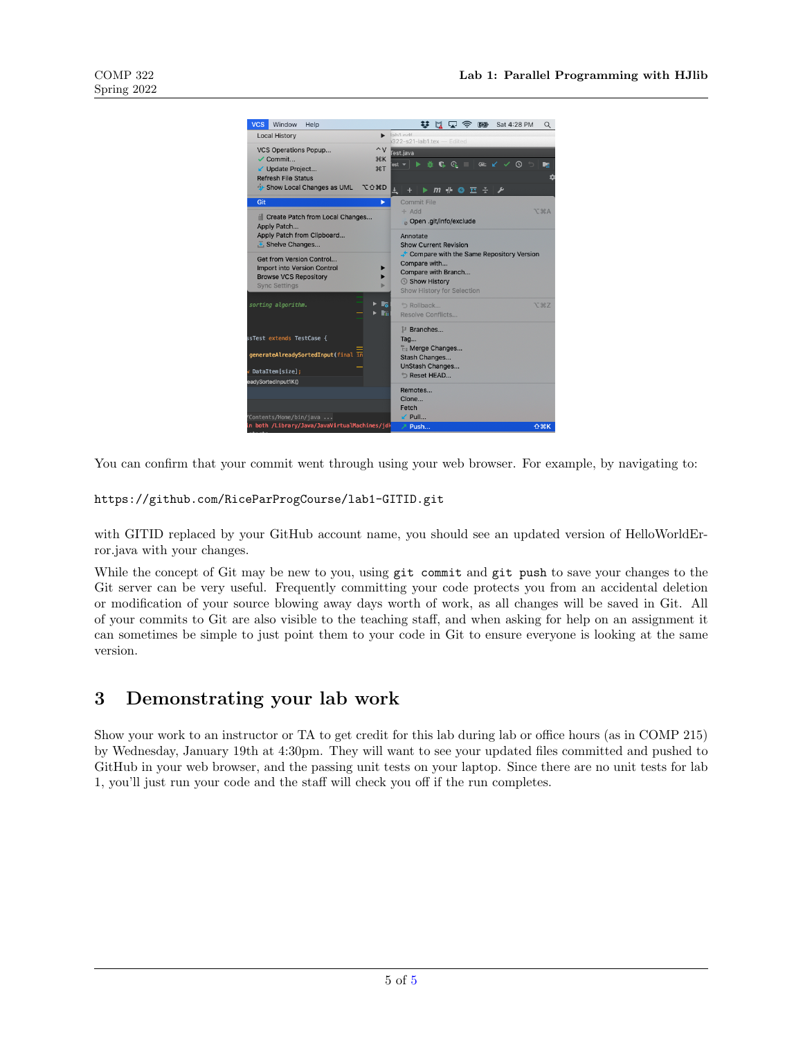You can confirm that your commit went through using your web browser. For example, by navigating to:

```
https://github.com/RiceParProgCourse/lab1-GITID.git
```

with GITID replaced by your GitHub account name, you should see an updated version of HelloWorldError.java with your changes.

While the concept of Git may be new to you, using `git commit` and `git push` to save your changes to the Git server can be very useful. Frequently committing your code protects you from an accidental deletion or modification of your source blowing away days worth of work, as all changes will be saved in Git. All of your commits to Git are also visible to the teaching staff, and when asking for help on an assignment it can sometimes be simple to just point them to your code in Git to ensure everyone is looking at the same version.

## 3 Demonstrating your lab work

Show your work to an instructor or TA to get credit for this lab during lab or office hours (as in COMP 215) by Wednesday, January 19th at 4:30pm. They will want to see your updated files committed and pushed to GitHub in your web browser, and the passing unit tests on your laptop. Since there are no unit tests for lab 1, you'll just run your code and the staff will check you off if the run completes.